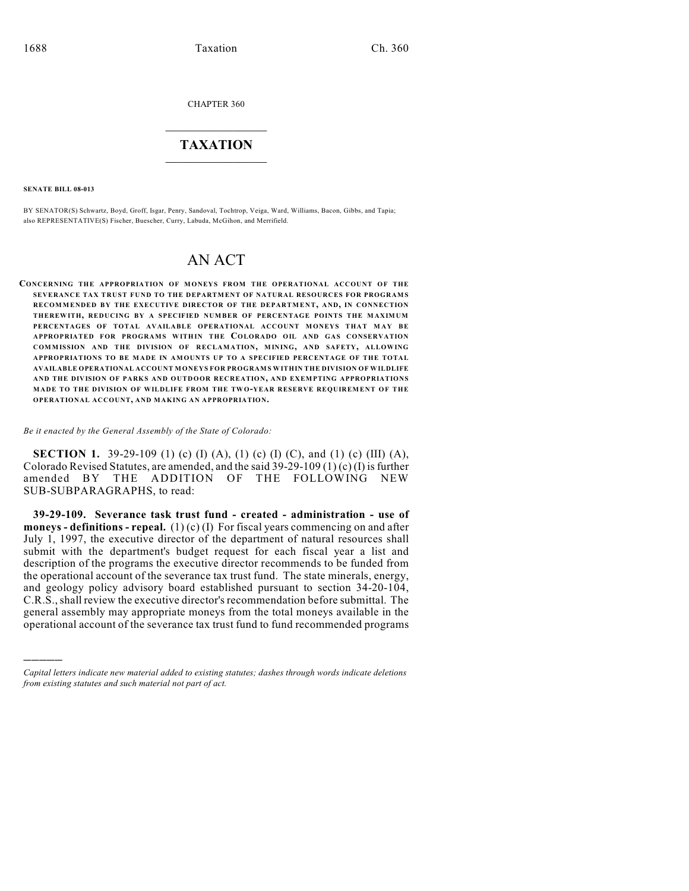CHAPTER 360

# TAXATION

**SENATE BILL 08-013**

BY SENATOR(S) Schwartz, Boyd, Groff, Isgar, Penry, Sandoval, Tochtrop, Veiga, Ward, Williams, Bacon, Gibbs, and Tapia; also REPRESENTATIVE(S) Fischer, Buescher, Curry, Labuda, McGihon, and Merrifield.

# AN ACT

**CONCERNING THE APPROPRIATION OF MONEYS FROM THE OPERATIONAL ACCOUNT OF THE SEVERANCE TAX TRUST FUND TO THE DEPARTMENT OF NATURAL RESOURCES FOR PROGRAMS RECOMMENDED BY THE EXECUTIVE DIRECTOR OF THE DEPARTMENT, AND, IN CONNECTION THEREWITH, REDUCING BY A SPECIFIED NUMBER OF PERCENTAGE POINTS THE MAXIMUM PERCENTAGES OF TOTAL AVAILABLE OPERATIONAL ACCOUNT MONEYS THAT MAY BE APPROPRIATED FOR PROGRAMS WITHIN THE COLORADO OIL AND GAS CONSERVATION COMMISSION AND THE DIVISION OF RECLAMATION, MINING, AND SAFETY, ALLOWING APPROPRIATIONS TO BE MADE IN AMOUNTS UP TO A SPECIFIED PERCENTAGE OF THE TOTAL AVAILABLE OPERATIONAL ACCOUNT MONEYS FOR PROGRAMS WITHIN THE DIVISION OF WILDLIFE AND THE DIVISION OF PARKS AND OUTDOOR RECREATION, AND EXEMPTING APPROPRIATIONS MADE TO THE DIVISION OF WILDLIFE FROM THE TWO-YEAR RESERVE REQUIREMENT OF THE OPERATIONAL ACCOUNT, AND MAKING AN APPROPRIATION.**

*Be it enacted by the General Assembly of the State of Colorado:*

**SECTION 1.** 39-29-109 (1) (c) (I) (A), (1) (c) (I) (C), and (1) (c) (III) (A), Colorado Revised Statutes, are amended, and the said 39-29-109 (1) (c) (I) is further amended BY THE ADDITION OF THE FOLLOWING NEW SUB-SUBPARAGRAPHS, to read:

**39-29-109. Severance task trust fund - created - administration - use of moneys - definitions - repeal.** (1) (c) (I) For fiscal years commencing on and after July 1, 1997, the executive director of the department of natural resources shall submit with the department's budget request for each fiscal year a list and description of the programs the executive director recommends to be funded from the operational account of the severance tax trust fund. The state minerals, energy, and geology policy advisory board established pursuant to section 34-20-104, C.R.S., shall review the executive director's recommendation before submittal. The general assembly may appropriate moneys from the total moneys available in the operational account of the severance tax trust fund to fund recommended programs

*Capital letters indicate new material added to existing statutes; dashes through words indicate deletions from existing statutes and such material not part of act.*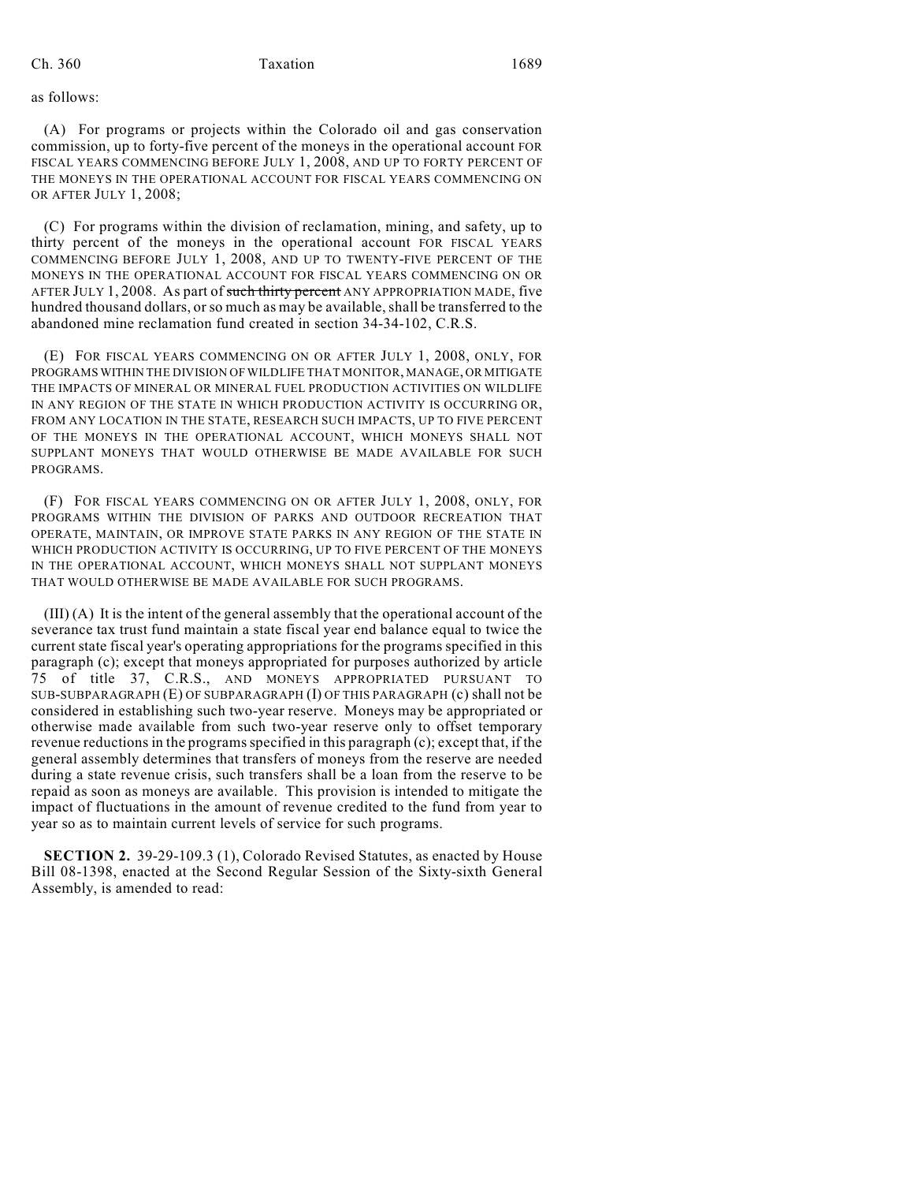as follows:

(A) For programs or projects within the Colorado oil and gas conservation commission, up to forty-five percent of the moneys in the operational account FOR FISCAL YEARS COMMENCING BEFORE JULY 1, 2008, AND UP TO FORTY PERCENT OF THE MONEYS IN THE OPERATIONAL ACCOUNT FOR FISCAL YEARS COMMENCING ON OR AFTER JULY 1, 2008;

(C) For programs within the division of reclamation, mining, and safety, up to thirty percent of the moneys in the operational account FOR FISCAL YEARS COMMENCING BEFORE JULY 1, 2008, AND UP TO TWENTY-FIVE PERCENT OF THE MONEYS IN THE OPERATIONAL ACCOUNT FOR FISCAL YEARS COMMENCING ON OR AFTER JULY 1, 2008. As part of ~~such thirty percent~~ ANY APPROPRIATION MADE, five hundred thousand dollars, or so much as may be available, shall be transferred to the abandoned mine reclamation fund created in section 34-34-102, C.R.S.

(E) FOR FISCAL YEARS COMMENCING ON OR AFTER JULY 1, 2008, ONLY, FOR PROGRAMS WITHIN THE DIVISION OF WILDLIFE THAT MONITOR, MANAGE, OR MITIGATE THE IMPACTS OF MINERAL OR MINERAL FUEL PRODUCTION ACTIVITIES ON WILDLIFE IN ANY REGION OF THE STATE IN WHICH PRODUCTION ACTIVITY IS OCCURRING OR, FROM ANY LOCATION IN THE STATE, RESEARCH SUCH IMPACTS, UP TO FIVE PERCENT OF THE MONEYS IN THE OPERATIONAL ACCOUNT, WHICH MONEYS SHALL NOT SUPPLANT MONEYS THAT WOULD OTHERWISE BE MADE AVAILABLE FOR SUCH PROGRAMS.

(F) FOR FISCAL YEARS COMMENCING ON OR AFTER JULY 1, 2008, ONLY, FOR PROGRAMS WITHIN THE DIVISION OF PARKS AND OUTDOOR RECREATION THAT OPERATE, MAINTAIN, OR IMPROVE STATE PARKS IN ANY REGION OF THE STATE IN WHICH PRODUCTION ACTIVITY IS OCCURRING, UP TO FIVE PERCENT OF THE MONEYS IN THE OPERATIONAL ACCOUNT, WHICH MONEYS SHALL NOT SUPPLANT MONEYS THAT WOULD OTHERWISE BE MADE AVAILABLE FOR SUCH PROGRAMS.

(III) (A) It is the intent of the general assembly that the operational account of the severance tax trust fund maintain a state fiscal year end balance equal to twice the current state fiscal year's operating appropriations for the programs specified in this paragraph (c); except that moneys appropriated for purposes authorized by article 75 of title 37, C.R.S., AND MONEYS APPROPRIATED PURSUANT TO SUB-SUBPARAGRAPH (E) OF SUBPARAGRAPH (I) OF THIS PARAGRAPH (c) shall not be considered in establishing such two-year reserve. Moneys may be appropriated or otherwise made available from such two-year reserve only to offset temporary revenue reductions in the programs specified in this paragraph (c); except that, if the general assembly determines that transfers of moneys from the reserve are needed during a state revenue crisis, such transfers shall be a loan from the reserve to be repaid as soon as moneys are available. This provision is intended to mitigate the impact of fluctuations in the amount of revenue credited to the fund from year to year so as to maintain current levels of service for such programs.

**SECTION 2.** 39-29-109.3 (1), Colorado Revised Statutes, as enacted by House Bill 08-1398, enacted at the Second Regular Session of the Sixty-sixth General Assembly, is amended to read: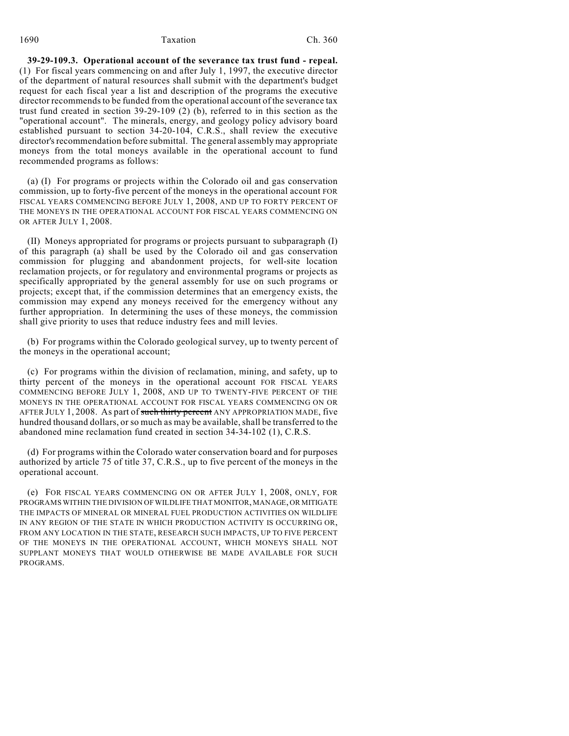**39-29-109.3. Operational account of the severance tax trust fund - repeal.** (1) For fiscal years commencing on and after July 1, 1997, the executive director of the department of natural resources shall submit with the department's budget request for each fiscal year a list and description of the programs the executive director recommends to be funded from the operational account of the severance tax trust fund created in section 39-29-109 (2) (b), referred to in this section as the "operational account". The minerals, energy, and geology policy advisory board established pursuant to section 34-20-104, C.R.S., shall review the executive director's recommendation before submittal. The general assembly may appropriate moneys from the total moneys available in the operational account to fund recommended programs as follows:

(a) (I) For programs or projects within the Colorado oil and gas conservation commission, up to forty-five percent of the moneys in the operational account FOR FISCAL YEARS COMMENCING BEFORE JULY 1, 2008, AND UP TO FORTY PERCENT OF THE MONEYS IN THE OPERATIONAL ACCOUNT FOR FISCAL YEARS COMMENCING ON OR AFTER JULY 1, 2008.

(II) Moneys appropriated for programs or projects pursuant to subparagraph (I) of this paragraph (a) shall be used by the Colorado oil and gas conservation commission for plugging and abandonment projects, for well-site location reclamation projects, or for regulatory and environmental programs or projects as specifically appropriated by the general assembly for use on such programs or projects; except that, if the commission determines that an emergency exists, the commission may expend any moneys received for the emergency without any further appropriation. In determining the uses of these moneys, the commission shall give priority to uses that reduce industry fees and mill levies.

(b) For programs within the Colorado geological survey, up to twenty percent of the moneys in the operational account;

(c) For programs within the division of reclamation, mining, and safety, up to thirty percent of the moneys in the operational account FOR FISCAL YEARS COMMENCING BEFORE JULY 1, 2008, AND UP TO TWENTY-FIVE PERCENT OF THE MONEYS IN THE OPERATIONAL ACCOUNT FOR FISCAL YEARS COMMENCING ON OR AFTER JULY 1, 2008. As part of ~~such thirty percent~~ ANY APPROPRIATION MADE, five hundred thousand dollars, or so much as may be available, shall be transferred to the abandoned mine reclamation fund created in section 34-34-102 (1), C.R.S.

(d) For programs within the Colorado water conservation board and for purposes authorized by article 75 of title 37, C.R.S., up to five percent of the moneys in the operational account.

(e) FOR FISCAL YEARS COMMENCING ON OR AFTER JULY 1, 2008, ONLY, FOR PROGRAMS WITHIN THE DIVISION OF WILDLIFE THAT MONITOR, MANAGE, OR MITIGATE THE IMPACTS OF MINERAL OR MINERAL FUEL PRODUCTION ACTIVITIES ON WILDLIFE IN ANY REGION OF THE STATE IN WHICH PRODUCTION ACTIVITY IS OCCURRING OR, FROM ANY LOCATION IN THE STATE, RESEARCH SUCH IMPACTS, UP TO FIVE PERCENT OF THE MONEYS IN THE OPERATIONAL ACCOUNT, WHICH MONEYS SHALL NOT SUPPLANT MONEYS THAT WOULD OTHERWISE BE MADE AVAILABLE FOR SUCH PROGRAMS.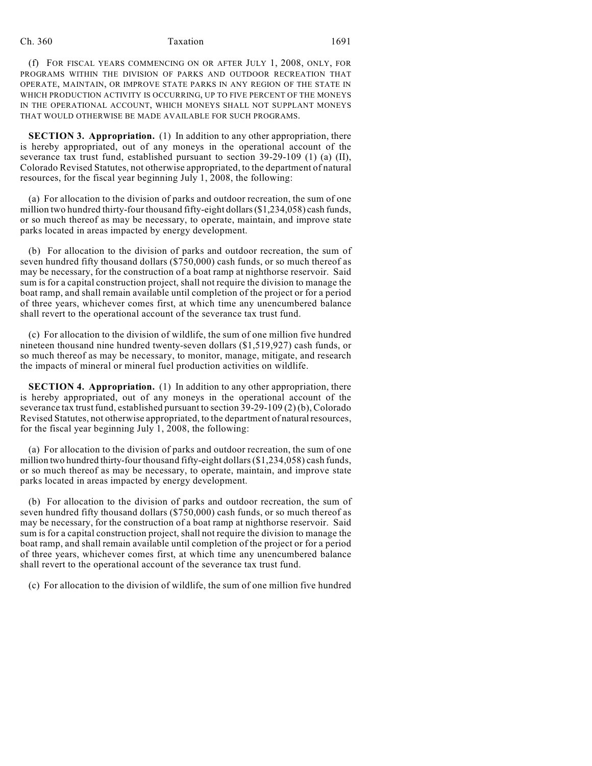(f) FOR FISCAL YEARS COMMENCING ON OR AFTER JULY 1, 2008, ONLY, FOR PROGRAMS WITHIN THE DIVISION OF PARKS AND OUTDOOR RECREATION THAT OPERATE, MAINTAIN, OR IMPROVE STATE PARKS IN ANY REGION OF THE STATE IN WHICH PRODUCTION ACTIVITY IS OCCURRING, UP TO FIVE PERCENT OF THE MONEYS IN THE OPERATIONAL ACCOUNT, WHICH MONEYS SHALL NOT SUPPLANT MONEYS THAT WOULD OTHERWISE BE MADE AVAILABLE FOR SUCH PROGRAMS.

**SECTION 3. Appropriation.** (1) In addition to any other appropriation, there is hereby appropriated, out of any moneys in the operational account of the severance tax trust fund, established pursuant to section 39-29-109 (1) (a) (II), Colorado Revised Statutes, not otherwise appropriated, to the department of natural resources, for the fiscal year beginning July 1, 2008, the following:

(a) For allocation to the division of parks and outdoor recreation, the sum of one million two hundred thirty-four thousand fifty-eight dollars ($1,234,058) cash funds, or so much thereof as may be necessary, to operate, maintain, and improve state parks located in areas impacted by energy development.

(b) For allocation to the division of parks and outdoor recreation, the sum of seven hundred fifty thousand dollars ($750,000) cash funds, or so much thereof as may be necessary, for the construction of a boat ramp at nighthorse reservoir. Said sum is for a capital construction project, shall not require the division to manage the boat ramp, and shall remain available until completion of the project or for a period of three years, whichever comes first, at which time any unencumbered balance shall revert to the operational account of the severance tax trust fund.

(c) For allocation to the division of wildlife, the sum of one million five hundred nineteen thousand nine hundred twenty-seven dollars ($1,519,927) cash funds, or so much thereof as may be necessary, to monitor, manage, mitigate, and research the impacts of mineral or mineral fuel production activities on wildlife.

**SECTION 4. Appropriation.** (1) In addition to any other appropriation, there is hereby appropriated, out of any moneys in the operational account of the severance tax trust fund, established pursuant to section 39-29-109 (2) (b), Colorado Revised Statutes, not otherwise appropriated, to the department of natural resources, for the fiscal year beginning July 1, 2008, the following:

(a) For allocation to the division of parks and outdoor recreation, the sum of one million two hundred thirty-four thousand fifty-eight dollars ($1,234,058) cash funds, or so much thereof as may be necessary, to operate, maintain, and improve state parks located in areas impacted by energy development.

(b) For allocation to the division of parks and outdoor recreation, the sum of seven hundred fifty thousand dollars ($750,000) cash funds, or so much thereof as may be necessary, for the construction of a boat ramp at nighthorse reservoir. Said sum is for a capital construction project, shall not require the division to manage the boat ramp, and shall remain available until completion of the project or for a period of three years, whichever comes first, at which time any unencumbered balance shall revert to the operational account of the severance tax trust fund.

(c) For allocation to the division of wildlife, the sum of one million five hundred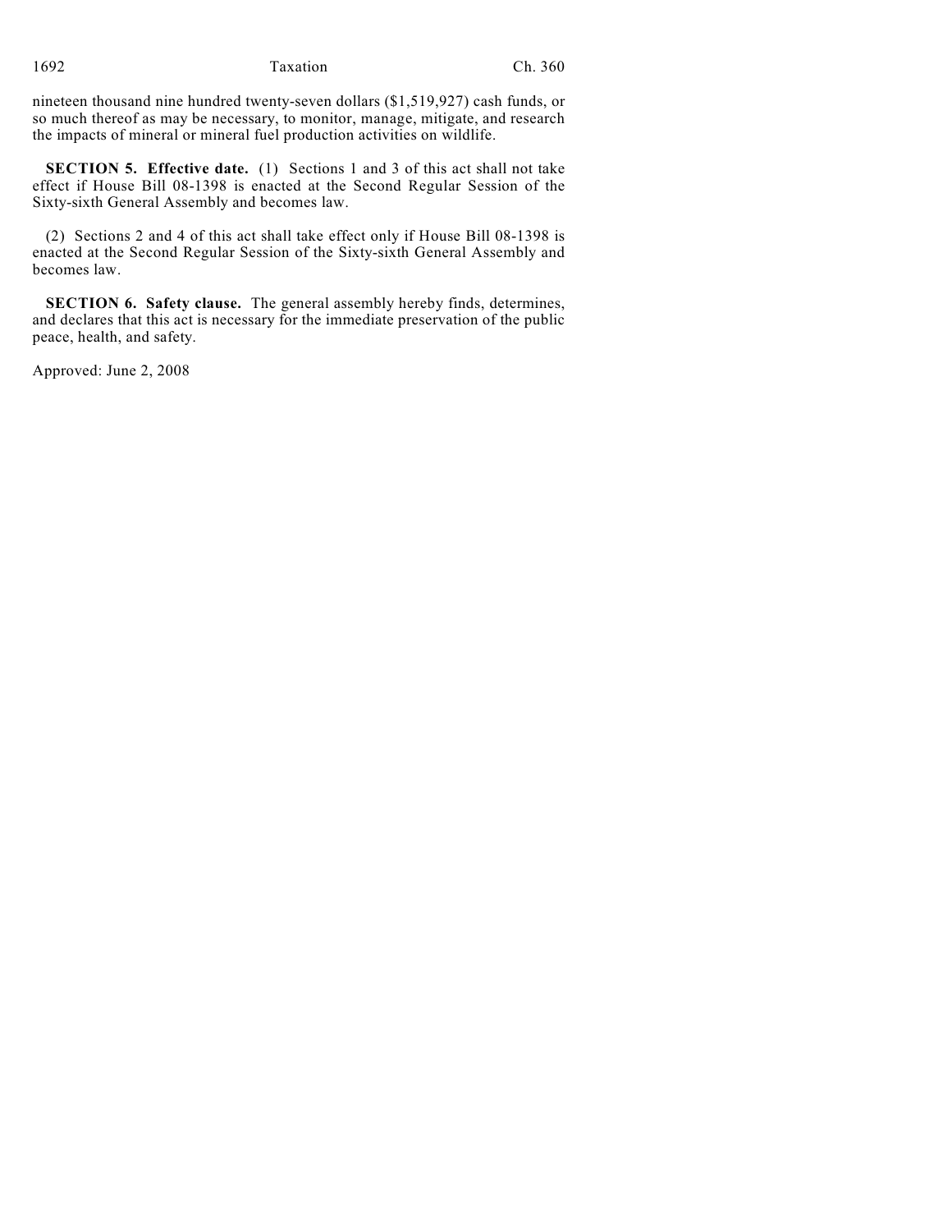nineteen thousand nine hundred twenty-seven dollars ($1,519,927) cash funds, or so much thereof as may be necessary, to monitor, manage, mitigate, and research the impacts of mineral or mineral fuel production activities on wildlife.

**SECTION 5. Effective date.** (1) Sections 1 and 3 of this act shall not take effect if House Bill 08-1398 is enacted at the Second Regular Session of the Sixty-sixth General Assembly and becomes law.

(2) Sections 2 and 4 of this act shall take effect only if House Bill 08-1398 is enacted at the Second Regular Session of the Sixty-sixth General Assembly and becomes law.

**SECTION 6. Safety clause.** The general assembly hereby finds, determines, and declares that this act is necessary for the immediate preservation of the public peace, health, and safety.

Approved: June 2, 2008